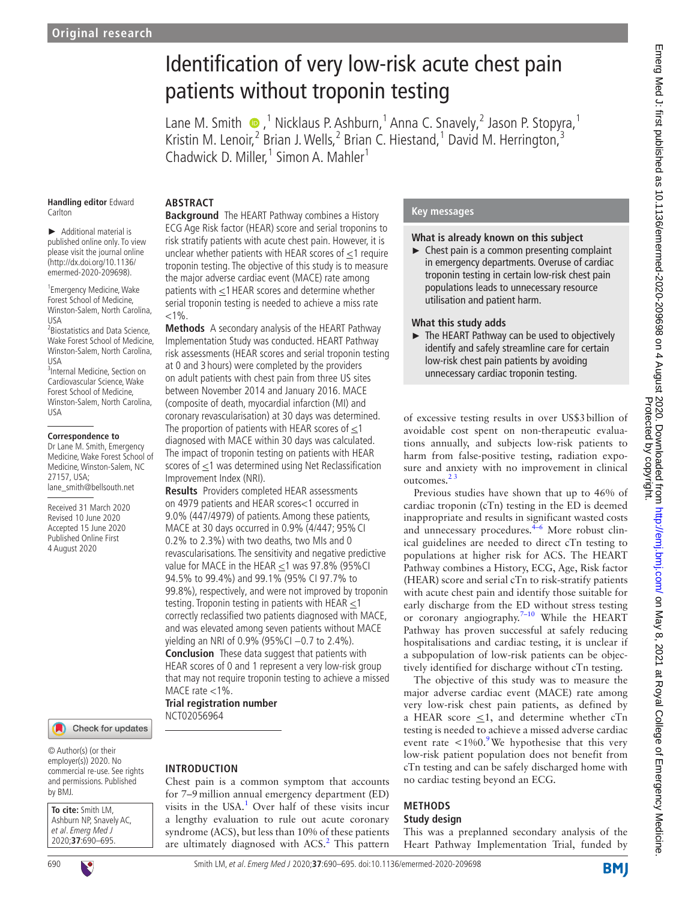Original research

# Identification of very low-risk acute chest pain patients without troponin testing

Lane M. Smith ,[1] Nicklaus P. Ashburn,[1] Anna C. Snavely,[2] Jason P. Stopyra,[1] Kristin M. Lenoir,[2] Brian J. Wells,[2] Brian C. Hiestand,[1] David M. Herrington,[3] Chadwick D. Miller,[1] Simon A. Mahler[1]

**Handling editor** Edward Carlton

► Additional material is published online only. To view please visit the journal online (http://dx.doi.org/10.1136/emermed-2020-209698).

[1]Emergency Medicine, Wake Forest School of Medicine, Winston-Salem, North Carolina, USA
[2]Biostatistics and Data Science, Wake Forest School of Medicine, Winston-Salem, North Carolina, USA
[3]Internal Medicine, Section on Cardiovascular Science, Wake Forest School of Medicine, Winston-Salem, North Carolina, USA

**Correspondence to**
Dr Lane M. Smith, Emergency Medicine, Wake Forest School of Medicine, Winston-Salem, NC 27157, USA; lane_smith@bellsouth.net

Received 31 March 2020
Revised 10 June 2020
Accepted 15 June 2020
Published Online First 4 August 2020

© Author(s) (or their employer(s)) 2020. No commercial re-use. See rights and permissions. Published by BMJ.

**To cite:** Smith LM, Ashburn NP, Snavely AC, et al. *Emerg Med J* 2020;**37**:690–695.

## ABSTRACT

**Background** The HEART Pathway combines a History ECG Age Risk factor (HEAR) score and serial troponins to risk stratify patients with acute chest pain. However, it is unclear whether patients with HEAR scores of ≤1 require troponin testing. The objective of this study is to measure the major adverse cardiac event (MACE) rate among patients with ≤1 HEAR scores and determine whether serial troponin testing is needed to achieve a miss rate <1%.

**Methods** A secondary analysis of the HEART Pathway Implementation Study was conducted. HEART Pathway risk assessments (HEAR scores and serial troponin testing at 0 and 3 hours) were completed by the providers on adult patients with chest pain from three US sites between November 2014 and January 2016. MACE (composite of death, myocardial infarction (MI) and coronary revascularisation) at 30 days was determined. The proportion of patients with HEAR scores of ≤1 diagnosed with MACE within 30 days was calculated. The impact of troponin testing on patients with HEAR scores of ≤1 was determined using Net Reclassification Improvement Index (NRI).

**Results** Providers completed HEAR assessments on 4979 patients and HEAR scores<1 occurred in 9.0% (447/4979) of patients. Among these patients, MACE at 30 days occurred in 0.9% (4/447; 95% CI 0.2% to 2.3%) with two deaths, two MIs and 0 revascularisations. The sensitivity and negative predictive value for MACE in the HEAR ≤1 was 97.8% (95%CI 94.5% to 99.4%) and 99.1% (95% CI 97.7% to 99.8%), respectively, and were not improved by troponin testing. Troponin testing in patients with HEAR ≤1 correctly reclassified two patients diagnosed with MACE, and was elevated among seven patients without MACE yielding an NRI of 0.9% (95%CI −0.7 to 2.4%).

**Conclusion** These data suggest that patients with HEAR scores of 0 and 1 represent a very low-risk group that may not require troponin testing to achieve a missed MACE rate <1%.

**Trial registration number**
NCT02056964

## INTRODUCTION

Chest pain is a common symptom that accounts for 7–9 million annual emergency department (ED) visits in the USA.[1] Over half of these visits incur a lengthy evaluation to rule out acute coronary syndrome (ACS), but less than 10% of these patients are ultimately diagnosed with ACS.[2] This pattern of excessive testing results in over US$3 billion of avoidable cost spent on non-therapeutic evaluations annually, and subjects low-risk patients to harm from false-positive testing, radiation exposure and anxiety with no improvement in clinical outcomes.[2,3]

## Key messages

### What is already known on this subject

► Chest pain is a common presenting complaint in emergency departments. Overuse of cardiac troponin testing in certain low-risk chest pain populations leads to unnecessary resource utilisation and patient harm.

### What this study adds

► The HEART Pathway can be used to objectively identify and safely streamline care for certain low-risk chest pain patients by avoiding unnecessary cardiac troponin testing.

Previous studies have shown that up to 46% of cardiac troponin (cTn) testing in the ED is deemed inappropriate and results in significant wasted costs and unnecessary procedures.[4–6] More robust clinical guidelines are needed to direct cTn testing to populations at higher risk for ACS. The HEART Pathway combines a History, ECG, Age, Risk factor (HEAR) score and serial cTn to risk-stratify patients with acute chest pain and identify those suitable for early discharge from the ED without stress testing or coronary angiography.[7–10] While the HEART Pathway has proven successful at safely reducing hospitalisations and cardiac testing, it is unclear if a subpopulation of low-risk patients can be objectively identified for discharge without cTn testing.

The objective of this study was to measure the major adverse cardiac event (MACE) rate among very low-risk chest pain patients, as defined by a HEAR score ≤1, and determine whether cTn testing is needed to achieve a missed adverse cardiac event rate <1%0.[9] We hypothesise that this very low-risk patient population does not benefit from cTn testing and can be safely discharged home with no cardiac testing beyond an ECG.

## METHODS

### Study design

This was a preplanned secondary analysis of the Heart Pathway Implementation Trial, funded by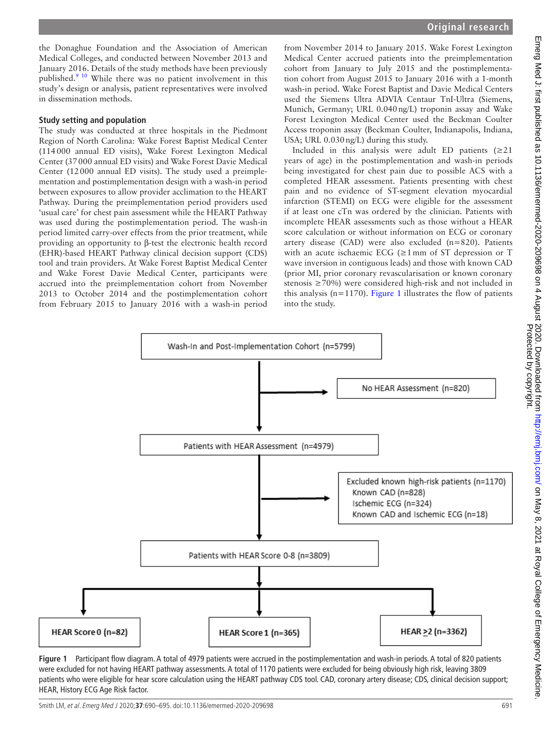the Donaghue Foundation and the Association of American Medical Colleges, and conducted between November 2013 and January 2016. Details of the study methods have been previously published.[9,10] While there was no patient involvement in this study's design or analysis, patient representatives were involved in dissemination methods.

### Study setting and population

The study was conducted at three hospitals in the Piedmont Region of North Carolina: Wake Forest Baptist Medical Center (114 000 annual ED visits), Wake Forest Lexington Medical Center (37 000 annual ED visits) and Wake Forest Davie Medical Center (12 000 annual ED visits). The study used a preimplementation and postimplementation design with a wash-in period between exposures to allow provider acclimation to the HEART Pathway. During the preimplementation period providers used 'usual care' for chest pain assessment while the HEART Pathway was used during the postimplementation period. The wash-in period limited carry-over effects from the prior treatment, while providing an opportunity to β-test the electronic health record (EHR)-based HEART Pathway clinical decision support (CDS) tool and train providers. At Wake Forest Baptist Medical Center and Wake Forest Davie Medical Center, participants were accrued into the preimplementation cohort from November 2013 to October 2014 and the postimplementation cohort from February 2015 to January 2016 with a wash-in period from November 2014 to January 2015. Wake Forest Lexington Medical Center accrued patients into the preimplementation cohort from January to July 2015 and the postimplementation cohort from August 2015 to January 2016 with a 1-month wash-in period. Wake Forest Baptist and Davie Medical Centers used the Siemens Ultra ADVIA Centaur TnI-Ultra (Siemens, Munich, Germany; URL 0.040 ng/L) troponin assay and Wake Forest Lexington Medical Center used the Beckman Coulter Access troponin assay (Beckman Coulter, Indianapolis, Indiana, USA; URL 0.030 ng/L) during this study.

Included in this analysis were adult ED patients (≥21 years of age) in the postimplementation and wash-in periods being investigated for chest pain due to possible ACS with a completed HEART assessment. Patients presenting with chest pain and no evidence of ST-segment elevation myocardial infarction (STEMI) on ECG were eligible for the assessment if at least one cTn was ordered by the clinician. Patients with incomplete HEART assessments such as those without a HEAR score calculation or without information on ECG or coronary artery disease (CAD) were also excluded (n=820). Patients with an acute ischaemic ECG (≥1 mm of ST depression or T wave inversion in contiguous leads) and those with known CAD (prior MI, prior coronary revascularisation or known coronary stenosis ≥70%) were considered high-risk and not included in this analysis (n=1170). Figure 1 illustrates the flow of patients into the study.

Wash-In and Post-Implementation Cohort (n=5799)
→ No HEAR Assessment (n=820)
Patients with HEAR Assessment (n=4979)
→ Excluded known high-risk patients (n=1170)
Known CAD (n=828)
Ischemic ECG (n=324)
Known CAD and Ischemic ECG (n=18)
Patients with HEAR Score 0-8 (n=3809)
HEAR Score 0 (n=82) | HEAR Score 1 (n=365) | HEAR ≥2 (n=3362)

**Figure 1** Participant flow diagram. A total of 4979 patients were accrued in the postimplementation and wash-in periods. A total of 820 patients were excluded for not having HEART pathway assessments. A total of 1170 patients were excluded for being obviously high risk, leaving 3809 patients who were eligible for hear score calculation using the HEART pathway CDS tool. CAD, coronary artery disease; CDS, clinical decision support; HEAR, History ECG Age Risk factor.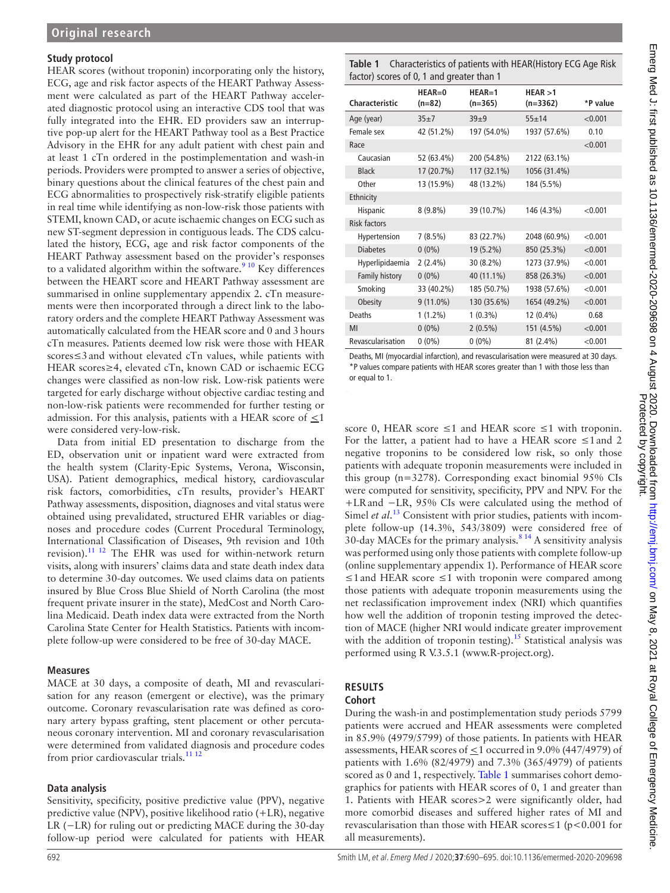### Study protocol

HEAR scores (without troponin) incorporating only the history, ECG, age and risk factor aspects of the HEART Pathway Assessment were calculated as part of the HEART Pathway accelerated diagnostic protocol using an interactive CDS tool that was fully integrated into the EHR. ED providers saw an interruptive pop-up alert for the HEART Pathway tool as a Best Practice Advisory in the EHR for any adult patient with chest pain and at least 1 cTn ordered in the postimplementation and wash-in periods. Providers were prompted to answer a series of objective, binary questions about the clinical features of the chest pain and ECG abnormalities to prospectively risk-stratify eligible patients in real time while identifying as non-low-risk those patients with STEMI, known CAD, or acute ischaemic changes on ECG such as new ST-segment depression in contiguous leads. The CDS calculated the history, ECG, age and risk factor components of the HEART Pathway assessment based on the provider's responses to a validated algorithm within the software.[9,10] Key differences between the HEART score and HEART Pathway assessment are summarised in online supplementary appendix 2. cTn measurements were then incorporated through a direct link to the laboratory orders and the complete HEART Pathway Assessment was automatically calculated from the HEAR score and 0 and 3 hours cTn measures. Patients deemed low risk were those with HEAR scores≤3 and without elevated cTn values, while patients with HEAR scores≥4, elevated cTn, known CAD or ischaemic ECG changes were classified as non-low risk. Low-risk patients were targeted for early discharge without objective cardiac testing and non-low-risk patients were recommended for further testing or admission. For this analysis, patients with a HEAR score of ≤1 were considered very-low-risk.

Data from initial ED presentation to discharge from the ED, observation unit or inpatient ward were extracted from the health system (Clarity-Epic Systems, Verona, Wisconsin, USA). Patient demographics, medical history, cardiovascular risk factors, comorbidities, cTn results, provider's HEART Pathway assessments, disposition, diagnoses and vital status were obtained using prevalidated, structured EHR variables or diagnoses and procedure codes (Current Procedural Terminology, International Classification of Diseases, 9th revision and 10th revision).[11,12] The EHR was used for within-network return visits, along with insurers' claims data and state death index data to determine 30-day outcomes. We used claims data on patients insured by Blue Cross Blue Shield of North Carolina (the most frequent private insurer in the state), MedCost and North Carolina Medicaid. Death index data were extracted from the North Carolina State Center for Health Statistics. Patients with incomplete follow-up were considered to be free of 30-day MACE.

### Measures

MACE at 30 days, a composite of death, MI and revascularisation for any reason (emergent or elective), was the primary outcome. Coronary revascularisation rate was defined as coronary artery bypass grafting, stent placement or other percutaneous coronary intervention. MI and coronary revascularisation were determined from validated diagnosis and procedure codes from prior cardiovascular trials.[11,12]

### Data analysis

Sensitivity, specificity, positive predictive value (PPV), negative predictive value (NPV), positive likelihood ratio (+LR), negative LR (−LR) for ruling out or predicting MACE during the 30-day follow-up period were calculated for patients with HEAR score 0, HEAR score ≤1 and HEAR score ≤1 with troponin. For the latter, a patient had to have a HEAR score ≤1 and 2 negative troponins to be considered low risk, so only those patients with adequate troponin measurements were included in this group (n=3278). Corresponding exact binomial 95% CIs were computed for sensitivity, specificity, PPV and NPV. For the +LR and −LR, 95% CIs were calculated using the method of Simel *et al*.[13] Consistent with prior studies, patients with incomplete follow-up (14.3%, 543/3809) were considered free of 30-day MACEs for the primary analysis.[8,14] A sensitivity analysis was performed using only those patients with complete follow-up (online supplementary appendix 1). Performance of HEAR score ≤1 and HEAR score ≤1 with troponin were compared among those patients with adequate troponin measurements using the net reclassification improvement index (NRI) which quantifies how well the addition of troponin testing improved the detection of MACE (higher NRI would indicate greater improvement with the addition of troponin testing).[15] Statistical analysis was performed using R V.3.5.1 (www.R-project.org).

**Table 1** Characteristics of patients with HEAR(History ECG Age Risk factor) scores of 0, 1 and greater than 1

| Characteristic | HEAR=0 (n=82) | HEAR=1 (n=365) | HEAR >1 (n=3362) | *P value |
|---|---|---|---|---|
| Age (year) | 35±7 | 39±9 | 55±14 | <0.001 |
| Female sex | 42 (51.2%) | 197 (54.0%) | 1937 (57.6%) | 0.10 |
| Race | | | | <0.001 |
| Caucasian | 52 (63.4%) | 200 (54.8%) | 2122 (63.1%) | |
| Black | 17 (20.7%) | 117 (32.1%) | 1056 (31.4%) | |
| Other | 13 (15.9%) | 48 (13.2%) | 184 (5.5%) | |
| Ethnicity | | | | |
| Hispanic | 8 (9.8%) | 39 (10.7%) | 146 (4.3%) | <0.001 |
| Risk factors | | | | |
| Hypertension | 7 (8.5%) | 83 (22.7%) | 2048 (60.9%) | <0.001 |
| Diabetes | 0 (0%) | 19 (5.2%) | 850 (25.3%) | <0.001 |
| Hyperlipidaemia | 2 (2.4%) | 30 (8.2%) | 1273 (37.9%) | <0.001 |
| Family history | 0 (0%) | 40 (11.1%) | 858 (26.3%) | <0.001 |
| Smoking | 33 (40.2%) | 185 (50.7%) | 1938 (57.6%) | <0.001 |
| Obesity | 9 (11.0%) | 130 (35.6%) | 1654 (49.2%) | <0.001 |
| Deaths | 1 (1.2%) | 1 (0.3%) | 12 (0.4%) | 0.68 |
| MI | 0 (0%) | 2 (0.5%) | 151 (4.5%) | <0.001 |
| Revascularisation | 0 (0%) | 0 (0%) | 81 (2.4%) | <0.001 |

Deaths, MI (myocardial infarction), and revascularisation were measured at 30 days.
*P values compare patients with HEAR scores greater than 1 with those less than or equal to 1.

## RESULTS

### Cohort

During the wash-in and postimplementation study periods 5799 patients were accrued and HEAR assessments were completed in 85.9% (4979/5799) of those patients. In patients with HEAR assessments, HEAR scores of ≤1 occurred in 9.0% (447/4979) of patients with 1.6% (82/4979) and 7.3% (365/4979) of patients scored as 0 and 1, respectively. Table 1 summarises cohort demographics for patients with HEAR scores of 0, 1 and greater than 1. Patients with HEAR scores>2 were significantly older, had more comorbid diseases and suffered higher rates of MI and revascularisation than those with HEAR scores≤1 ($p<0.001$ for all measurements).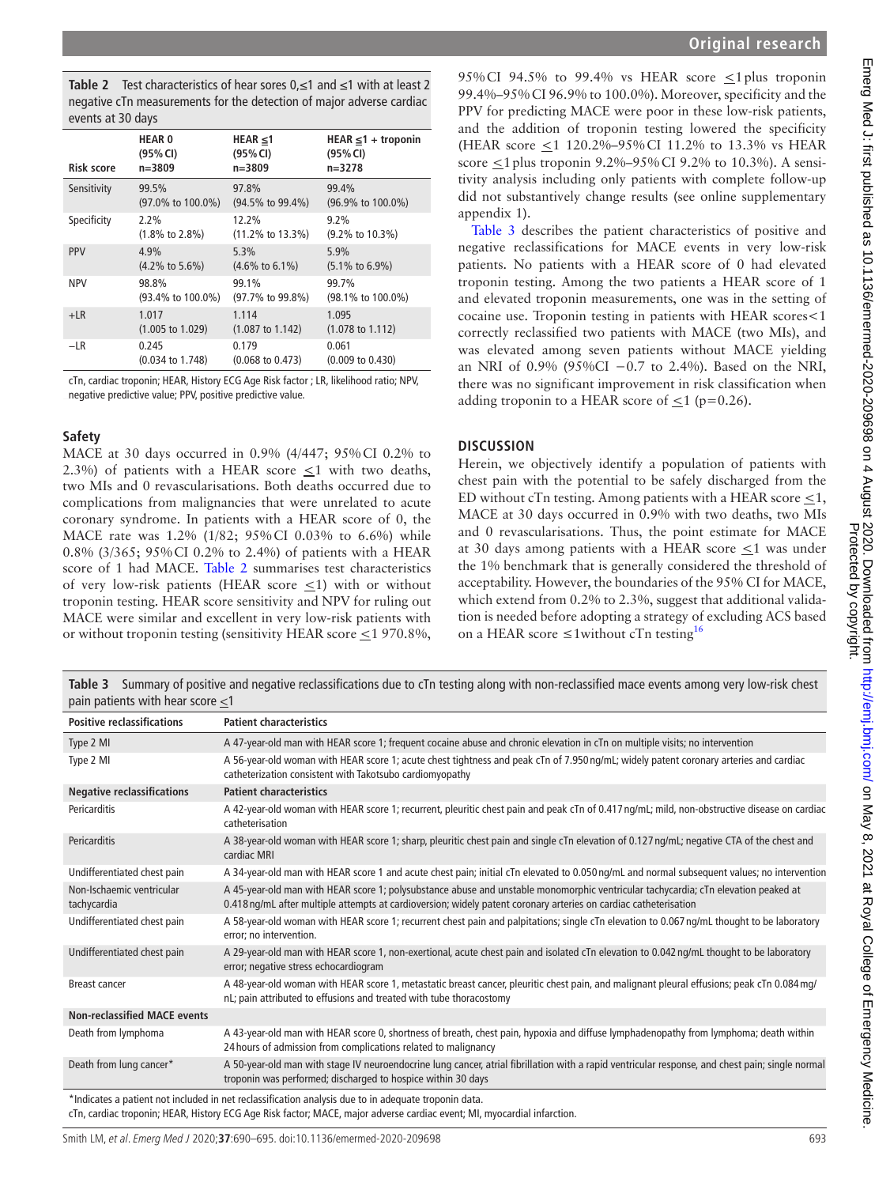**Table 2** Test characteristics of hear sores 0,≤1 and ≤1 with at least 2 negative cTn measurements for the detection of major adverse cardiac events at 30 days

| Risk score | HEAR 0 (95% CI) n=3809 | HEAR ≤1 (95% CI) n=3809 | HEAR ≤1 + troponin (95% CI) n=3278 |
|---|---|---|---|
| Sensitivity | 99.5% (97.0% to 100.0%) | 97.8% (94.5% to 99.4%) | 99.4% (96.9% to 100.0%) |
| Specificity | 2.2% (1.8% to 2.8%) | 12.2% (11.2% to 13.3%) | 9.2% (9.2% to 10.3%) |
| PPV | 4.9% (4.2% to 5.6%) | 5.3% (4.6% to 6.1%) | 5.9% (5.1% to 6.9%) |
| NPV | 98.8% (93.4% to 100.0%) | 99.1% (97.7% to 99.8%) | 99.7% (98.1% to 100.0%) |
| +LR | 1.017 (1.005 to 1.029) | 1.114 (1.087 to 1.142) | 1.095 (1.078 to 1.112) |
| −LR | 0.245 (0.034 to 1.748) | 0.179 (0.068 to 0.473) | 0.061 (0.009 to 0.430) |

cTn, cardiac troponin; HEAR, History ECG Age Risk factor ; LR, likelihood ratio; NPV, negative predictive value; PPV, positive predictive value.

### Safety

MACE at 30 days occurred in 0.9% (4/447; 95% CI 0.2% to 2.3%) of patients with a HEAR score ≤1 with two deaths, two MIs and 0 revascularisations. Both deaths occurred due to complications from malignancies that were unrelated to acute coronary syndrome. In patients with a HEAR score of 0, the MACE rate was 1.2% (1/82; 95% CI 0.03% to 6.6%) while 0.8% (3/365; 95% CI 0.2% to 2.4%) of patients with a HEAR score of 1 had MACE. Table 2 summarises test characteristics of very low-risk patients (HEAR score ≤1) with or without troponin testing. HEAR score sensitivity and NPV for ruling out MACE were similar and excellent in very low-risk patients with or without troponin testing (sensitivity HEAR score ≤1 970.8%, 95% CI 94.5% to 99.4% vs HEAR score ≤1 plus troponin 99.4%–95% CI 96.9% to 100.0%). Moreover, specificity and the PPV for predicting MACE were poor in these low-risk patients, and the addition of troponin testing lowered the specificity (HEAR score ≤1 120.2%–95% CI 11.2% to 13.3% vs HEAR score ≤1 plus troponin 9.2%–95% CI 9.2% to 10.3%). A sensitivity analysis including only patients with complete follow-up did not substantively change results (see online supplementary appendix 1).

Table 3 describes the patient characteristics of positive and negative reclassifications for MACE events in very low-risk patients. No patients with a HEAR score of 0 had elevated troponin testing. Among the two patients a HEAR score of 1 and elevated troponin measurements, one was in the setting of cocaine use. Troponin testing in patients with HEAR scores<1 correctly reclassified two patients with MACE (two MIs), and was elevated among seven patients without MACE yielding an NRI of 0.9% (95% CI −0.7 to 2.4%). Based on the NRI, there was no significant improvement in risk classification when adding troponin to a HEAR score of ≤1 (p=0.26).

## DISCUSSION

Herein, we objectively identify a population of patients with chest pain with the potential to be safely discharged from the ED without cTn testing. Among patients with a HEAR score ≤1, MACE at 30 days occurred in 0.9% with two deaths, two MIs and 0 revascularisations. Thus, the point estimate for MACE at 30 days among patients with a HEAR score ≤1 was under the 1% benchmark that is generally considered the threshold of acceptability. However, the boundaries of the 95% CI for MACE, which extend from 0.2% to 2.3%, suggest that additional validation is needed before adopting a strategy of excluding ACS based on a HEAR score ≤1without cTn testing[16]

**Table 3** Summary of positive and negative reclassifications due to cTn testing along with non-reclassified mace events among very low-risk chest pain patients with hear score ≤1

| Positive reclassifications | Patient characteristics |
|---|---|
| Type 2 MI | A 47-year-old man with HEAR score 1; frequent cocaine abuse and chronic elevation in cTn on multiple visits; no intervention |
| Type 2 MI | A 56-year-old woman with HEAR score 1; acute chest tightness and peak cTn of 7.950 ng/mL; widely patent coronary arteries and cardiac catheterization consistent with Takotsubo cardiomyopathy |
| **Negative reclassifications** | **Patient characteristics** |
| Pericarditis | A 42-year-old woman with HEAR score 1; recurrent, pleuritic chest pain and peak cTn of 0.417 ng/mL; mild, non-obstructive disease on cardiac catheterisation |
| Pericarditis | A 38-year-old woman with HEAR score 1; sharp, pleuritic chest pain and single cTn elevation of 0.127 ng/mL; negative CTA of the chest and cardiac MRI |
| Undifferentiated chest pain | A 34-year-old man with HEAR score 1 and acute chest pain; initial cTn elevated to 0.050 ng/mL and normal subsequent values; no intervention |
| Non-Ischaemic ventricular tachycardia | A 45-year-old man with HEAR score 1; polysubstance abuse and unstable monomorphic ventricular tachycardia; cTn elevation peaked at 0.418 ng/mL after multiple attempts at cardioversion; widely patent coronary arteries on cardiac catheterisation |
| Undifferentiated chest pain | A 58-year-old woman with HEAR score 1; recurrent chest pain and palpitations; single cTn elevation to 0.067 ng/mL thought to be laboratory error; no intervention. |
| Undifferentiated chest pain | A 29-year-old man with HEAR score 1, non-exertional, acute chest pain and isolated cTn elevation to 0.042 ng/mL thought to be laboratory error; negative stress echocardiogram |
| Breast cancer | A 48-year-old woman with HEAR score 1, metastatic breast cancer, pleuritic chest pain, and malignant pleural effusions; peak cTn 0.084 mg/nL; pain attributed to effusions and treated with tube thoracostomy |
| **Non-reclassified MACE events** | |
| Death from lymphoma | A 43-year-old man with HEAR score 0, shortness of breath, chest pain, hypoxia and diffuse lymphadenopathy from lymphoma; death within 24 hours of admission from complications related to malignancy |
| Death from lung cancer* | A 50-year-old man with stage IV neuroendocrine lung cancer, atrial fibrillation with a rapid ventricular response, and chest pain; single normal troponin was performed; discharged to hospice within 30 days |

*Indicates a patient not included in net reclassification analysis due to in adequate troponin data.
cTn, cardiac troponin; HEAR, History ECG Age Risk factor; MACE, major adverse cardiac event; MI, myocardial infarction.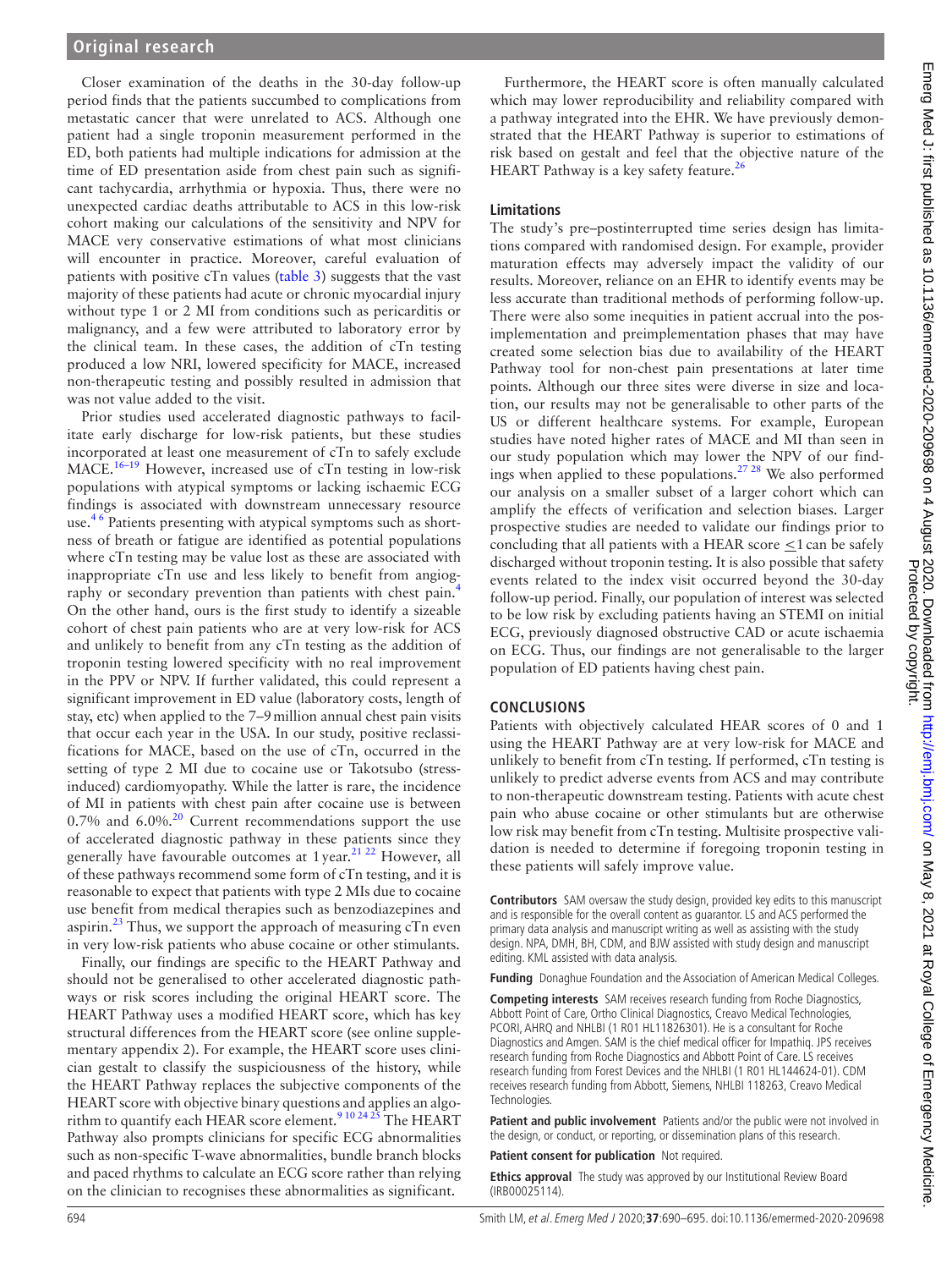Closer examination of the deaths in the 30-day follow-up period finds that the patients succumbed to complications from metastatic cancer that were unrelated to ACS. Although one patient had a single troponin measurement performed in the ED, both patients had multiple indications for admission at the time of ED presentation aside from chest pain such as significant tachycardia, arrhythmia or hypoxia. Thus, there were no unexpected cardiac deaths attributable to ACS in this low-risk cohort making our calculations of the sensitivity and NPV for MACE very conservative estimations of what most clinicians will encounter in practice. Moreover, careful evaluation of patients with positive cTn values (table 3) suggests that the vast majority of these patients had acute or chronic myocardial injury without type 1 or 2 MI from conditions such as pericarditis or malignancy, and a few were attributed to laboratory error by the clinical team. In these cases, the addition of cTn testing produced a low NRI, lowered specificity for MACE, increased non-therapeutic testing and possibly resulted in admission that was not value added to the visit.

Prior studies used accelerated diagnostic pathways to facilitate early discharge for low-risk patients, but these studies incorporated at least one measurement of cTn to safely exclude MACE.[16–19] However, increased use of cTn testing in low-risk populations with atypical symptoms or lacking ischaemic ECG findings is associated with downstream unnecessary resource use.[4 6] Patients presenting with atypical symptoms such as shortness of breath or fatigue are identified as potential populations where cTn testing may be value lost as these are associated with inappropriate cTn use and less likely to benefit from angiography or secondary prevention than patients with chest pain.[4] On the other hand, ours is the first study to identify a sizeable cohort of chest pain patients who are at very low-risk for ACS and unlikely to benefit from any cTn testing as the addition of troponin testing lowered specificity with no real improvement in the PPV or NPV. If further validated, this could represent a significant improvement in ED value (laboratory costs, length of stay, etc) when applied to the 7–9 million annual chest pain visits that occur each year in the USA. In our study, positive reclassifications for MACE, based on the use of cTn, occurred in the setting of type 2 MI due to cocaine use or Takotsubo (stress-induced) cardiomyopathy. While the latter is rare, the incidence of MI in patients with chest pain after cocaine use is between 0.7% and 6.0%.[20] Current recommendations support the use of accelerated diagnostic pathway in these patients since they generally have favourable outcomes at 1 year.[21 22] However, all of these pathways recommend some form of cTn testing, and it is reasonable to expect that patients with type 2 MIs due to cocaine use benefit from medical therapies such as benzodiazepines and aspirin.[23] Thus, we support the approach of measuring cTn even in very low-risk patients who abuse cocaine or other stimulants.

Finally, our findings are specific to the HEART Pathway and should not be generalised to other accelerated diagnostic pathways or risk scores including the original HEART score. The HEART Pathway uses a modified HEART score, which has key structural differences from the HEART score (see online supplementary appendix 2). For example, the HEART score uses clinician gestalt to classify the suspiciousness of the history, while the HEART Pathway replaces the subjective components of the HEART score with objective binary questions and applies an algorithm to quantify each HEAR score element.[9 10 24 25] The HEART Pathway also prompts clinicians for specific ECG abnormalities such as non-specific T-wave abnormalities, bundle branch blocks and paced rhythms to calculate an ECG score rather than relying on the clinician to recognises these abnormalities as significant.

Furthermore, the HEART score is often manually calculated which may lower reproducibility and reliability compared with a pathway integrated into the EHR. We have previously demonstrated that the HEART Pathway is superior to estimations of risk based on gestalt and feel that the objective nature of the HEART Pathway is a key safety feature.[26]

### Limitations

The study's pre–postinterrupted time series design has limitations compared with randomised design. For example, provider maturation effects may adversely impact the validity of our results. Moreover, reliance on an EHR to identify events may be less accurate than traditional methods of performing follow-up. There were also some inequities in patient accrual into the posimplementation and preimplementation phases that may have created some selection bias due to availability of the HEART Pathway tool for non-chest pain presentations at later time points. Although our three sites were diverse in size and location, our results may not be generalisable to other parts of the US or different healthcare systems. For example, European studies have noted higher rates of MACE and MI than seen in our study population which may lower the NPV of our findings when applied to these populations.[27 28] We also performed our analysis on a smaller subset of a larger cohort which can amplify the effects of verification and selection biases. Larger prospective studies are needed to validate our findings prior to concluding that all patients with a HEAR score ≤1 can be safely discharged without troponin testing. It is also possible that safety events related to the index visit occurred beyond the 30-day follow-up period. Finally, our population of interest was selected to be low risk by excluding patients having an STEMI on initial ECG, previously diagnosed obstructive CAD or acute ischaemia on ECG. Thus, our findings are not generalisable to the larger population of ED patients having chest pain.

## CONCLUSIONS

Patients with objectively calculated HEAR scores of 0 and 1 using the HEART Pathway are at very low-risk for MACE and unlikely to benefit from cTn testing. If performed, cTn testing is unlikely to predict adverse events from ACS and may contribute to non-therapeutic downstream testing. Patients with acute chest pain who abuse cocaine or other stimulants but are otherwise low risk may benefit from cTn testing. Multisite prospective validation is needed to determine if foregoing troponin testing in these patients will safely improve value.

**Contributors** SAM oversaw the study design, provided key edits to this manuscript and is responsible for the overall content as guarantor. LS and ACS performed the primary data analysis and manuscript writing as well as assisting with the study design. NPA, DMH, BH, CDM, and BJW assisted with study design and manuscript editing. KML assisted with data analysis.

**Funding** Donaghue Foundation and the Association of American Medical Colleges.

**Competing interests** SAM receives research funding from Roche Diagnostics, Abbott Point of Care, Ortho Clinical Diagnostics, Creavo Medical Technologies, PCORI, AHRQ and NHLBI (1 R01 HL11826301). He is a consultant for Roche Diagnostics and Amgen. SAM is the chief medical officer for Impathiq. JPS receives research funding from Roche Diagnostics and Abbott Point of Care. LS receives research funding from Forest Devices and the NHLBI (1 R01 HL144624-01). CDM receives research funding from Abbott, Siemens, NHLBI 118263, Creavo Medical Technologies.

**Patient and public involvement** Patients and/or the public were not involved in the design, or conduct, or reporting, or dissemination plans of this research.

**Patient consent for publication** Not required.

**Ethics approval** The study was approved by our Institutional Review Board (IRB00025114).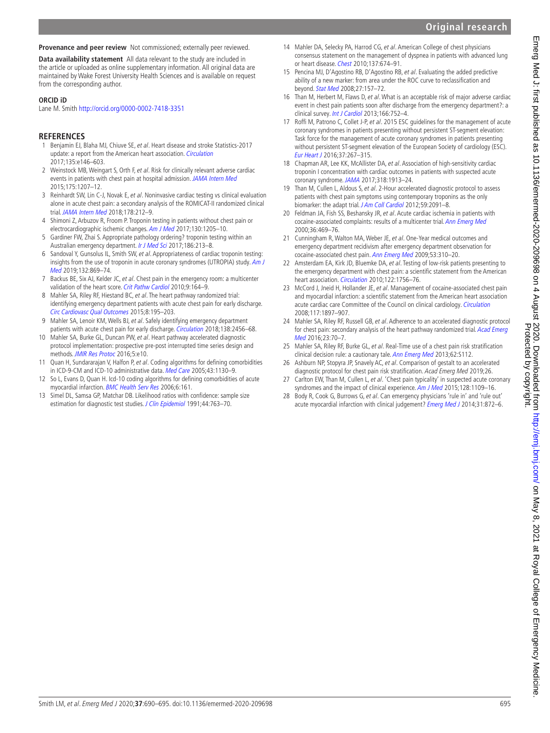**Provenance and peer review** Not commissioned; externally peer reviewed.

**Data availability statement** All data relevant to the study are included in the article or uploaded as online supplementary information. All original data are maintained by Wake Forest University Health Sciences and is available on request from the corresponding author.

**ORCID iD**

Lane M. Smith http://orcid.org/0000-0002-7418-3351

## REFERENCES

1. Benjamin EJ, Blaha MJ, Chiuve SE, *et al*. Heart disease and stroke Statistics-2017 update: a report from the American heart association. *Circulation* 2017;135:e146–603.
2. Weinstock MB, Weingart S, Orth F, *et al*. Risk for clinically relevant adverse cardiac events in patients with chest pain at hospital admission. *JAMA Intern Med* 2015;175:1207–12.
3. Reinhardt SW, Lin C-J, Novak E, *et al*. Noninvasive cardiac testing vs clinical evaluation alone in acute chest pain: a secondary analysis of the ROMICAT-II randomized clinical trial. *JAMA Intern Med* 2018;178:212–9.
4. Shimoni Z, Arbuzov R, Froom P. Troponin testing in patients without chest pain or electrocardiographic ischemic changes. *Am J Med* 2017;130:1205–10.
5. Gardiner FW, Zhai S. Appropriate pathology ordering? troponin testing within an Australian emergency department. *Ir J Med Sci* 2017;186:213–8.
6. Sandoval Y, Gunsolus IL, Smith SW, *et al*. Appropriateness of cardiac troponin testing: insights from the use of troponin in acute coronary syndromes (UTROPIA) study. *Am J Med* 2019;132:869–74.
7. Backus BE, Six AJ, Kelder JC, *et al*. Chest pain in the emergency room: a multicenter validation of the heart score. *Crit Pathw Cardiol* 2010;9:164–9.
8. Mahler SA, Riley RF, Hiestand BC, *et al*. The heart pathway randomized trial: identifying emergency department patients with acute chest pain for early discharge. *Circ Cardiovasc Qual Outcomes* 2015;8:195–203.
9. Mahler SA, Lenoir KM, Wells BJ, *et al*. Safely identifying emergency department patients with acute chest pain for early discharge. *Circulation* 2018;138:2456–68.
10. Mahler SA, Burke GL, Duncan PW, *et al*. Heart pathway accelerated diagnostic protocol implementation: prospective pre-post interrupted time series design and methods. *JMIR Res Protoc* 2016;5:e10.
11. Quan H, Sundararajan V, Halfon P, *et al*. Coding algorithms for defining comorbidities in ICD-9-CM and ICD-10 administrative data. *Med Care* 2005;43:1130–9.
12. So L, Evans D, Quan H. Icd-10 coding algorithms for defining comorbidities of acute myocardial infarction. *BMC Health Serv Res* 2006;6:161.
13. Simel DL, Samsa GP, Matchar DB. Likelihood ratios with confidence: sample size estimation for diagnostic test studies. *J Clin Epidemiol* 1991;44:763–70.
14. Mahler DA, Selecky PA, Harrod CG, *et al*. American College of chest physicians consensus statement on the management of dyspnea in patients with advanced lung or heart disease. *Chest* 2010;137:674–91.
15. Pencina MJ, D'Agostino RB, D'Agostino RB, *et al*. Evaluating the added predictive ability of a new marker: from area under the ROC curve to reclassification and beyond. *Stat Med* 2008;27:157–72.
16. Than M, Herbert M, Flaws D, *et al*. What is an acceptable risk of major adverse cardiac event in chest pain patients soon after discharge from the emergency department?: a clinical survey. *Int J Cardiol* 2013;166:752–4.
17. Roffi M, Patrono C, Collet J-P, *et al*. 2015 ESC guidelines for the management of acute coronary syndromes in patients presenting without persistent ST-segment elevation: Task force for the management of acute coronary syndromes in patients presenting without persistent ST-segment elevation of the European Society of cardiology (ESC). *Eur Heart J* 2016;37:267–315.
18. Chapman AR, Lee KK, McAllister DA, *et al*. Association of high-sensitivity cardiac troponin I concentration with cardiac outcomes in patients with suspected acute coronary syndrome. *JAMA* 2017;318:1913–24.
19. Than M, Cullen L, Aldous S, *et al*. 2-Hour accelerated diagnostic protocol to assess patients with chest pain symptoms using contemporary troponins as the only biomarker: the adapt trial. *J Am Coll Cardiol* 2012;59:2091–8.
20. Feldman JA, Fish SS, Beshansky JR, *et al*. Acute cardiac ischemia in patients with cocaine-associated complaints: results of a multicenter trial. *Ann Emerg Med* 2000;36:469–76.
21. Cunningham R, Walton MA, Weber JE, *et al*. One-Year medical outcomes and emergency department recidivism after emergency department observation for cocaine-associated chest pain. *Ann Emerg Med* 2009;53:310–20.
22. Amsterdam EA, Kirk JD, Bluemke DA, *et al*. Testing of low-risk patients presenting to the emergency department with chest pain: a scientific statement from the American heart association. *Circulation* 2010;122:1756–76.
23. McCord J, Jneid H, Hollander JE, *et al*. Management of cocaine-associated chest pain and myocardial infarction: a scientific statement from the American heart association acute cardiac care Committee of the Council on clinical cardiology. *Circulation* 2008;117:1897–907.
24. Mahler SA, Riley RF, Russell GB, *et al*. Adherence to an accelerated diagnostic protocol for chest pain: secondary analysis of the heart pathway randomized trial. *Acad Emerg Med* 2016;23:70–7.
25. Mahler SA, Riley RF, Burke GL, *et al*. Real-Time use of a chest pain risk stratification clinical decision rule: a cautionary tale. *Ann Emerg Med* 2013;62:S112.
26. Ashburn NP, Stopyra JP, Snavely AC, *et al*. Comparison of gestalt to an accelerated diagnostic protocol for chest pain risk stratification. *Acad Emerg Med* 2019;26.
27. Carlton EW, Than M, Cullen L, *et al*. 'Chest pain typicality' in suspected acute coronary syndromes and the impact of clinical experience. *Am J Med* 2015;128:1109–16.
28. Body R, Cook G, Burrows G, *et al*. Can emergency physicians 'rule in' and 'rule out' acute myocardial infarction with clinical judgement? *Emerg Med J* 2014;31:872–6.